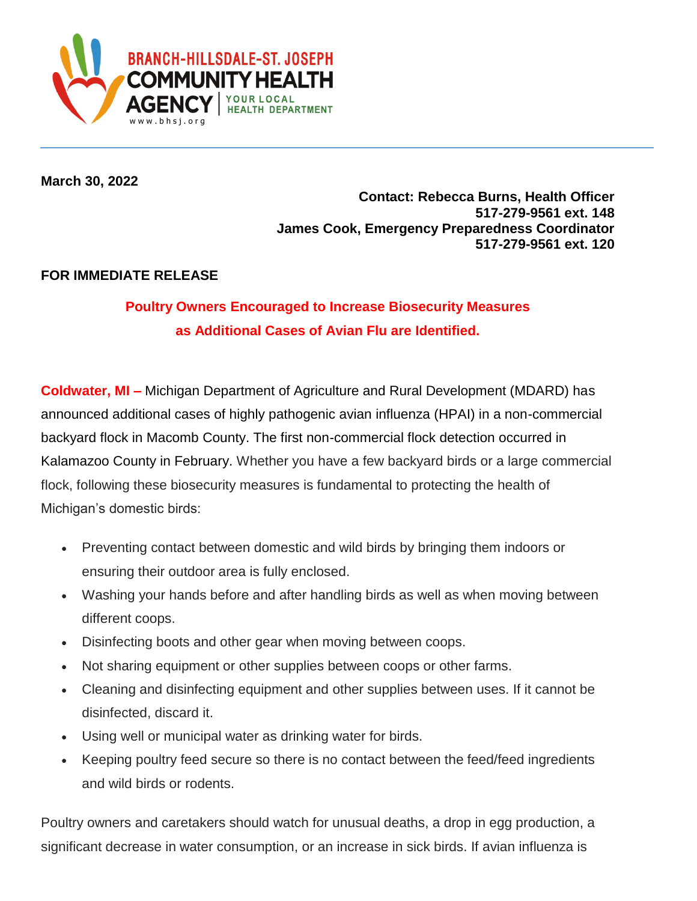BRANCH-HILLSDALE-ST. JOSEPH
COMMUNITY HEALTH AGENCY | YOUR LOCAL HEALTH DEPARTMENT
www.bhsj.org

**March 30, 2022**

**Contact: Rebecca Burns, Health Officer**
**517-279-9561 ext. 148**
**James Cook, Emergency Preparedness Coordinator**
**517-279-9561 ext. 120**

**FOR IMMEDIATE RELEASE**

## Poultry Owners Encouraged to Increase Biosecurity Measures as Additional Cases of Avian Flu are Identified.

**Coldwater, MI –** Michigan Department of Agriculture and Rural Development (MDARD) has announced additional cases of highly pathogenic avian influenza (HPAI) in a non-commercial backyard flock in Macomb County. The first non-commercial flock detection occurred in Kalamazoo County in February. Whether you have a few backyard birds or a large commercial flock, following these biosecurity measures is fundamental to protecting the health of Michigan's domestic birds:

- Preventing contact between domestic and wild birds by bringing them indoors or ensuring their outdoor area is fully enclosed.
- Washing your hands before and after handling birds as well as when moving between different coops.
- Disinfecting boots and other gear when moving between coops.
- Not sharing equipment or other supplies between coops or other farms.
- Cleaning and disinfecting equipment and other supplies between uses. If it cannot be disinfected, discard it.
- Using well or municipal water as drinking water for birds.
- Keeping poultry feed secure so there is no contact between the feed/feed ingredients and wild birds or rodents.

Poultry owners and caretakers should watch for unusual deaths, a drop in egg production, a significant decrease in water consumption, or an increase in sick birds. If avian influenza is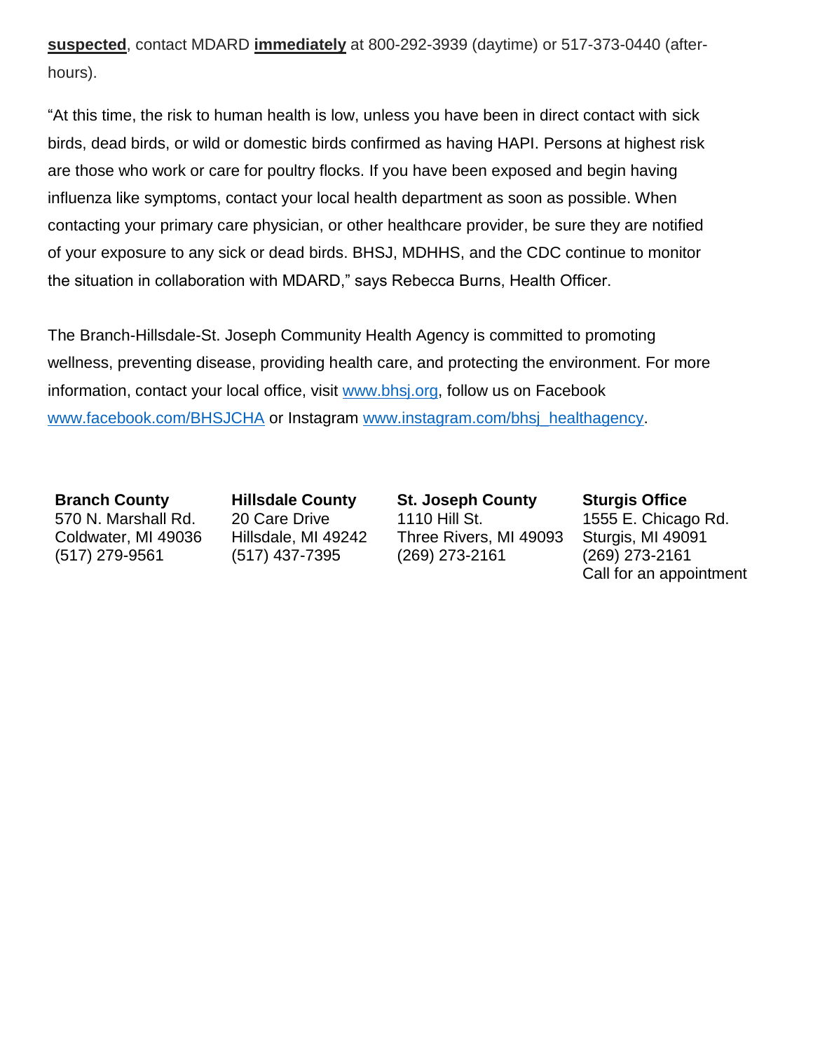**suspected**, contact MDARD **immediately** at 800-292-3939 (daytime) or 517-373-0440 (after-hours).

"At this time, the risk to human health is low, unless you have been in direct contact with sick birds, dead birds, or wild or domestic birds confirmed as having HAPI. Persons at highest risk are those who work or care for poultry flocks. If you have been exposed and begin having influenza like symptoms, contact your local health department as soon as possible. When contacting your primary care physician, or other healthcare provider, be sure they are notified of your exposure to any sick or dead birds. BHSJ, MDHHS, and the CDC continue to monitor the situation in collaboration with MDARD," says Rebecca Burns, Health Officer.

The Branch-Hillsdale-St. Joseph Community Health Agency is committed to promoting wellness, preventing disease, providing health care, and protecting the environment. For more information, contact your local office, visit www.bhsj.org, follow us on Facebook www.facebook.com/BHSJCHA or Instagram www.instagram.com/bhsj_healthagency.

| **Branch County** | **Hillsdale County** | **St. Joseph County** | **Sturgis Office** |
|---|---|---|---|
| 570 N. Marshall Rd. | 20 Care Drive | 1110 Hill St. | 1555 E. Chicago Rd. |
| Coldwater, MI 49036 | Hillsdale, MI 49242 | Three Rivers, MI 49093 | Sturgis, MI 49091 |
| (517) 279-9561 | (517) 437-7395 | (269) 273-2161 | (269) 273-2161 |
| | | | Call for an appointment |